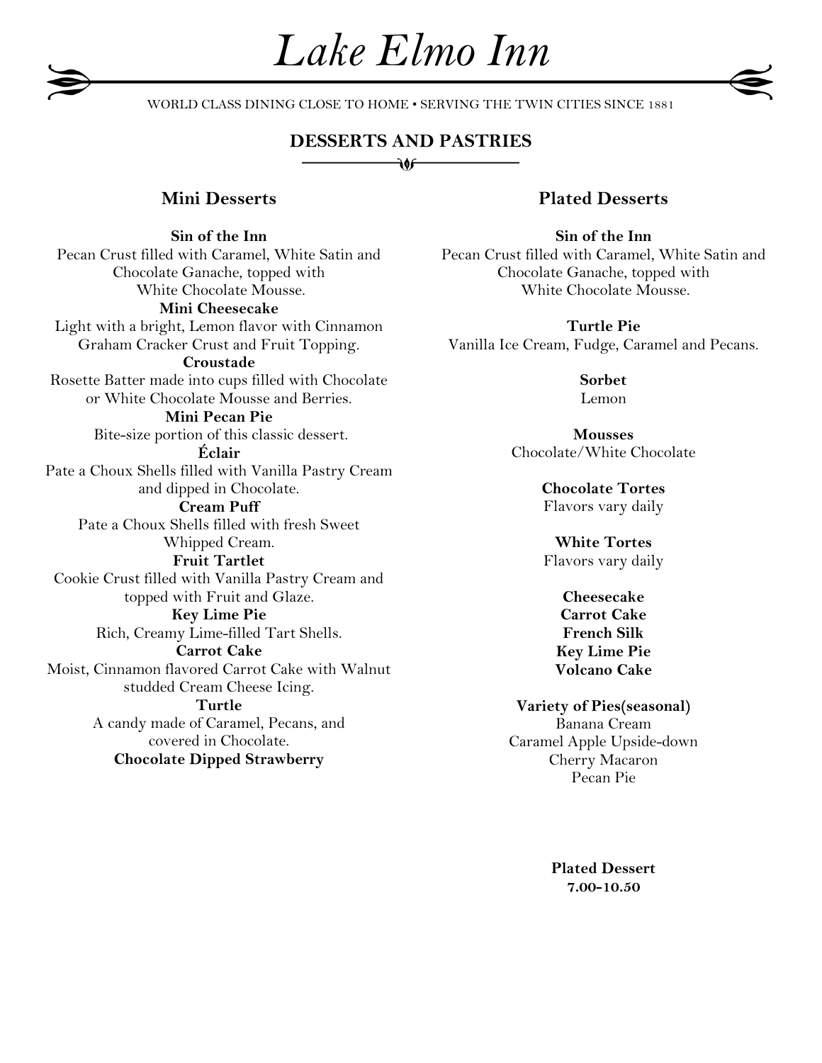# Lake Elmo Inn

WORLD CLASS DINING CLOSE TO HOME • SERVING THE TWIN CITIES SINCE 1881

## DESSERTS AND PASTRIES

### Mini Desserts

**Sin of the Inn**
Pecan Crust filled with Caramel, White Satin and Chocolate Ganache, topped with White Chocolate Mousse.

**Mini Cheesecake**
Light with a bright, Lemon flavor with Cinnamon Graham Cracker Crust and Fruit Topping.

**Croustade**
Rosette Batter made into cups filled with Chocolate or White Chocolate Mousse and Berries.

**Mini Pecan Pie**
Bite-size portion of this classic dessert.

**Éclair**
Pate a Choux Shells filled with Vanilla Pastry Cream and dipped in Chocolate.

**Cream Puff**
Pate a Choux Shells filled with fresh Sweet Whipped Cream.

**Fruit Tartlet**
Cookie Crust filled with Vanilla Pastry Cream and topped with Fruit and Glaze.

**Key Lime Pie**
Rich, Creamy Lime-filled Tart Shells.

**Carrot Cake**
Moist, Cinnamon flavored Carrot Cake with Walnut studded Cream Cheese Icing.

**Turtle**
A candy made of Caramel, Pecans, and covered in Chocolate.

**Chocolate Dipped Strawberry**

### Plated Desserts

**Sin of the Inn**
Pecan Crust filled with Caramel, White Satin and Chocolate Ganache, topped with White Chocolate Mousse.

**Turtle Pie**
Vanilla Ice Cream, Fudge, Caramel and Pecans.

**Sorbet**
Lemon

**Mousses**
Chocolate/White Chocolate

**Chocolate Tortes**
Flavors vary daily

**White Tortes**
Flavors vary daily

**Cheesecake**
**Carrot Cake**
**French Silk**
**Key Lime Pie**
**Volcano Cake**

**Variety of Pies(seasonal)**
Banana Cream
Caramel Apple Upside-down
Cherry Macaron
Pecan Pie

**Plated Dessert**
**7.00-10.50**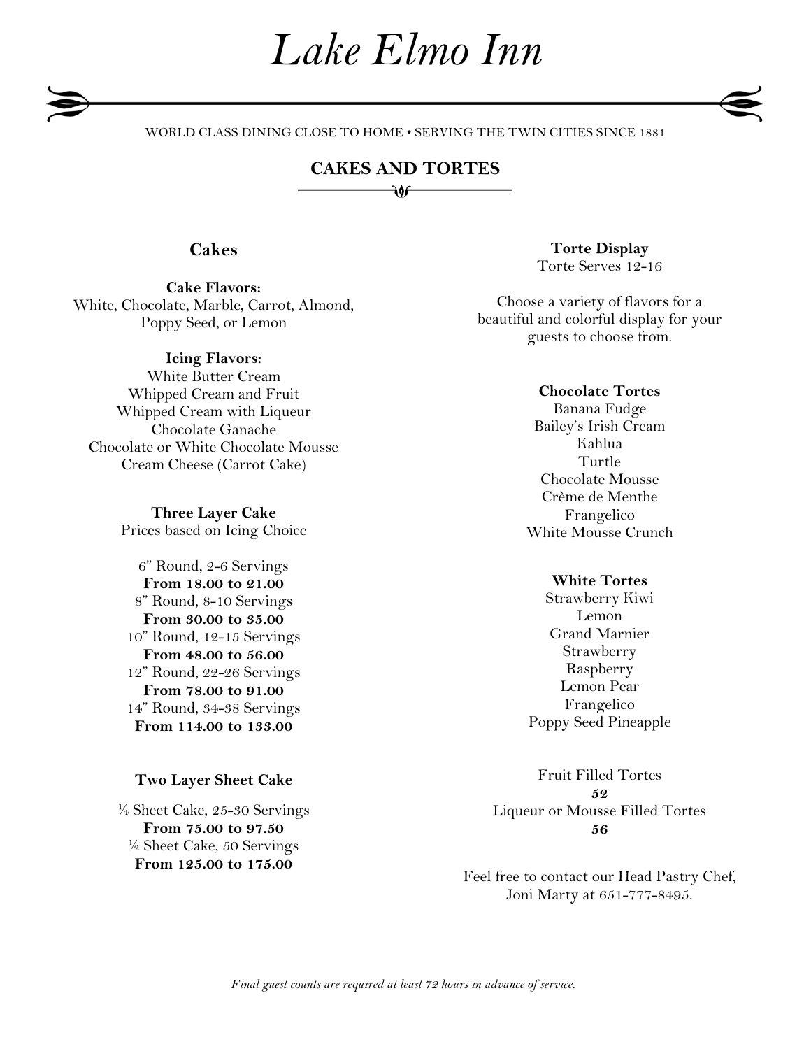# Lake Elmo Inn

WORLD CLASS DINING CLOSE TO HOME • SERVING THE TWIN CITIES SINCE 1881

## CAKES AND TORTES

### Cakes

**Cake Flavors:**
White, Chocolate, Marble, Carrot, Almond, Poppy Seed, or Lemon

**Icing Flavors:**
White Butter Cream
Whipped Cream and Fruit
Whipped Cream with Liqueur
Chocolate Ganache
Chocolate or White Chocolate Mousse
Cream Cheese (Carrot Cake)

**Three Layer Cake**
Prices based on Icing Choice

6" Round, 2-6 Servings
**From 18.00 to 21.00**
8" Round, 8-10 Servings
**From 30.00 to 35.00**
10" Round, 12-15 Servings
**From 48.00 to 56.00**
12" Round, 22-26 Servings
**From 78.00 to 91.00**
14" Round, 34-38 Servings
**From 114.00 to 133.00**

**Two Layer Sheet Cake**

¼ Sheet Cake, 25-30 Servings
**From 75.00 to 97.50**
½ Sheet Cake, 50 Servings
**From 125.00 to 175.00**

**Torte Display**
Torte Serves 12-16

Choose a variety of flavors for a beautiful and colorful display for your guests to choose from.

**Chocolate Tortes**
Banana Fudge
Bailey's Irish Cream
Kahlua
Turtle
Chocolate Mousse
Crème de Menthe
Frangelico
White Mousse Crunch

**White Tortes**
Strawberry Kiwi
Lemon
Grand Marnier
Strawberry
Raspberry
Lemon Pear
Frangelico
Poppy Seed Pineapple

Fruit Filled Tortes
***52***
Liqueur or Mousse Filled Tortes
***56***

Feel free to contact our Head Pastry Chef, Joni Marty at 651-777-8495.

*Final guest counts are required at least 72 hours in advance of service.*